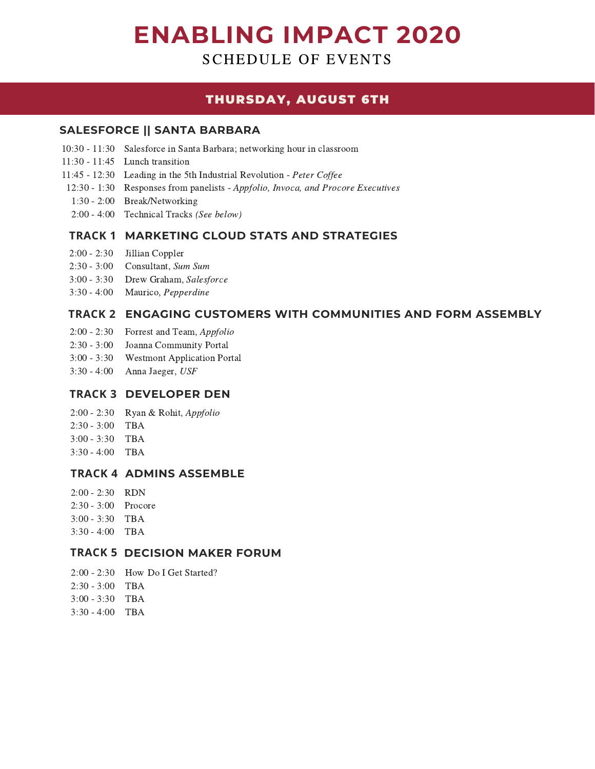# ENABLING IMPACT 2020

SCHEDULE OF EVENTS

## THURSDAY, AUGUST 6TH

### SALESFORCE || SANTA BARBARA

10:30 - 11:30 Salesforce in Santa Barbara; networking hour in classroom
11:30 - 11:45 Lunch transition
11:45 - 12:30 Leading in the 5th Industrial Revolution - *Peter Coffee*
12:30 - 1:30 Responses from panelists - *Appfolio, Invoca, and Procore Executives*
1:30 - 2:00 Break/Networking
2:00 - 4:00 Technical Tracks *(See below)*

### TRACK 1 MARKETING CLOUD STATS AND STRATEGIES

2:00 - 2:30 Jillian Coppler
2:30 - 3:00 Consultant, *Sum Sum*
3:00 - 3:30 Drew Graham, *Salesforce*
3:30 - 4:00 Maurico, *Pepperdine*

### TRACK 2 ENGAGING CUSTOMERS WITH COMMUNITIES AND FORM ASSEMBLY

2:00 - 2:30 Forrest and Team, *Appfolio*
2:30 - 3:00 Joanna Community Portal
3:00 - 3:30 Westmont Application Portal
3:30 - 4:00 Anna Jaeger, *USF*

### TRACK 3 DEVELOPER DEN

2:00 - 2:30 Ryan & Rohit, *Appfolio*
2:30 - 3:00 TBA
3:00 - 3:30 TBA
3:30 - 4:00 TBA

### TRACK 4 ADMINS ASSEMBLE

2:00 - 2:30 RDN
2:30 - 3:00 Procore
3:00 - 3:30 TBA
3:30 - 4:00 TBA

### TRACK 5 DECISION MAKER FORUM

2:00 - 2:30 How Do I Get Started?
2:30 - 3:00 TBA
3:00 - 3:30 TBA
3:30 - 4:00 TBA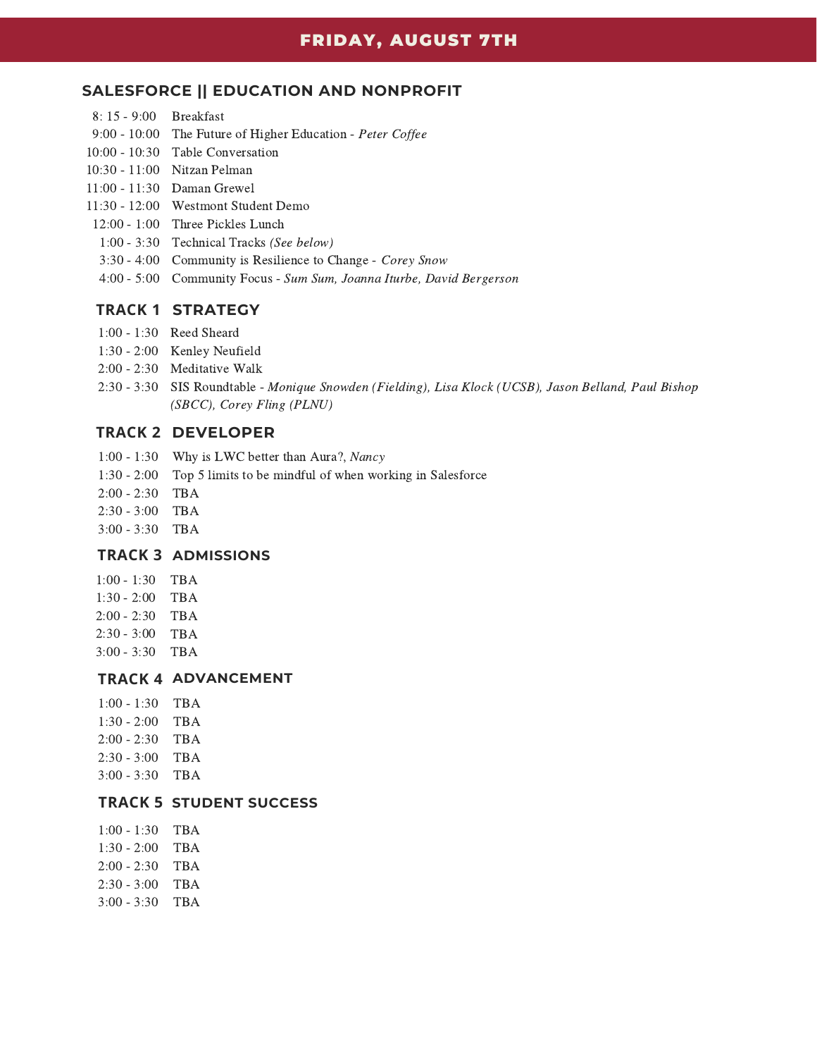# FRIDAY, AUGUST 7TH

## SALESFORCE || EDUCATION AND NONPROFIT

| | |
|---|---|
| 8: 15 - 9:00 | Breakfast |
| 9:00 - 10:00 | The Future of Higher Education - *Peter Coffee* |
| 10:00 - 10:30 | Table Conversation |
| 10:30 - 11:00 | Nitzan Pelman |
| 11:00 - 11:30 | Daman Grewel |
| 11:30 - 12:00 | Westmont Student Demo |
| 12:00 - 1:00 | Three Pickles Lunch |
| 1:00 - 3:30 | Technical Tracks *(See below)* |
| 3:30 - 4:00 | Community is Resilience to Change - *Corey Snow* |
| 4:00 - 5:00 | Community Focus - *Sum Sum, Joanna Iturbe, David Bergerson* |

### TRACK 1 STRATEGY

| | |
|---|---|
| 1:00 - 1:30 | Reed Sheard |
| 1:30 - 2:00 | Kenley Neufield |
| 2:00 - 2:30 | Meditative Walk |
| 2:30 - 3:30 | SIS Roundtable - *Monique Snowden (Fielding), Lisa Klock (UCSB), Jason Belland, Paul Bishop (SBCC), Corey Fling (PLNU)* |

### TRACK 2 DEVELOPER

| | |
|---|---|
| 1:00 - 1:30 | Why is LWC better than Aura?, *Nancy* |
| 1:30 - 2:00 | Top 5 limits to be mindful of when working in Salesforce |
| 2:00 - 2:30 | TBA |
| 2:30 - 3:00 | TBA |
| 3:00 - 3:30 | TBA |

### TRACK 3 ADMISSIONS

| | |
|---|---|
| 1:00 - 1:30 | TBA |
| 1:30 - 2:00 | TBA |
| 2:00 - 2:30 | TBA |
| 2:30 - 3:00 | TBA |
| 3:00 - 3:30 | TBA |

### TRACK 4 ADVANCEMENT

| | |
|---|---|
| 1:00 - 1:30 | TBA |
| 1:30 - 2:00 | TBA |
| 2:00 - 2:30 | TBA |
| 2:30 - 3:00 | TBA |
| 3:00 - 3:30 | TBA |

### TRACK 5 STUDENT SUCCESS

| | |
|---|---|
| 1:00 - 1:30 | TBA |
| 1:30 - 2:00 | TBA |
| 2:00 - 2:30 | TBA |
| 2:30 - 3:00 | TBA |
| 3:00 - 3:30 | TBA |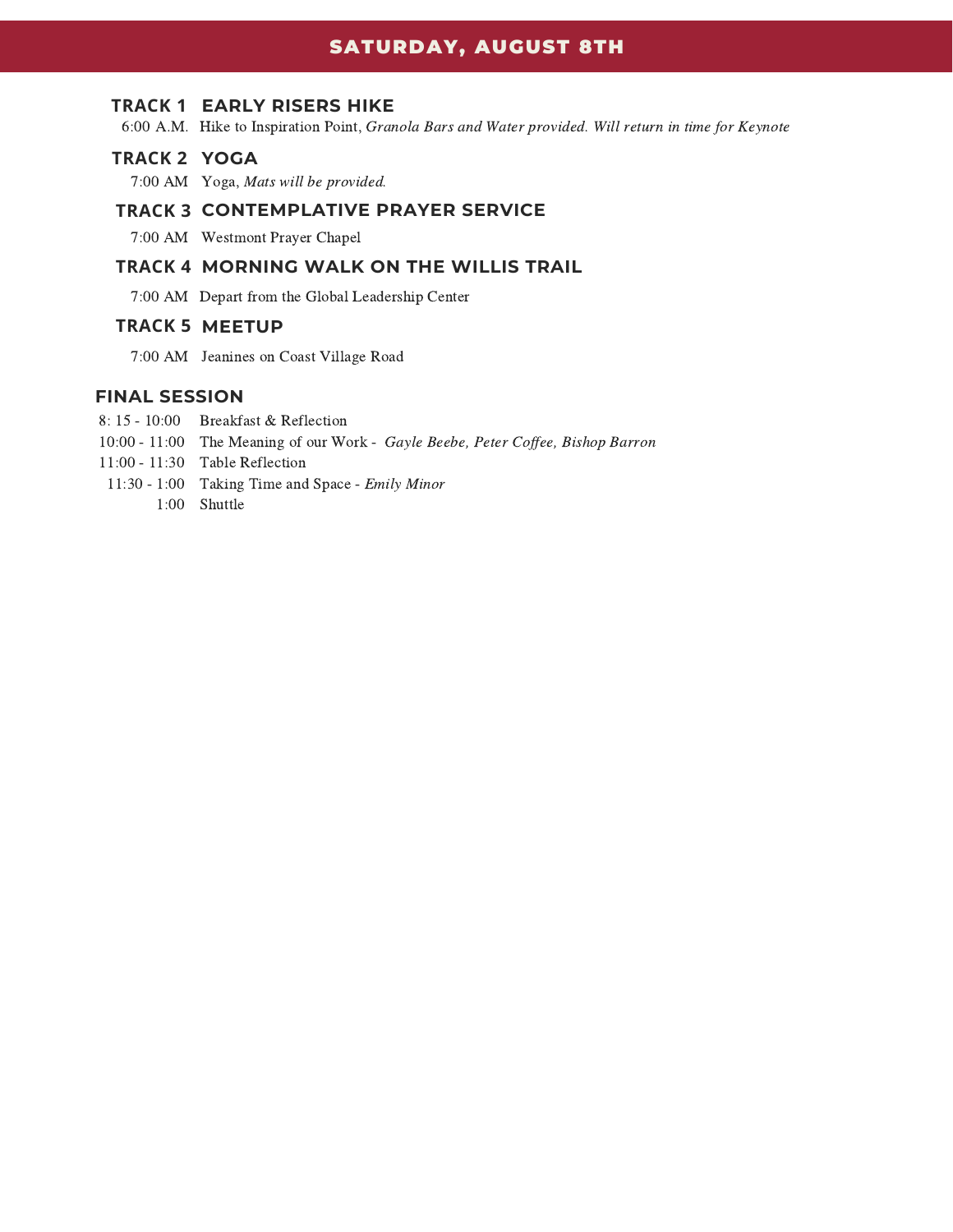## SATURDAY, AUGUST 8TH

### TRACK 1 EARLY RISERS HIKE

6:00 A.M. Hike to Inspiration Point, *Granola Bars and Water provided. Will return in time for Keynote*

### TRACK 2 YOGA

7:00 AM Yoga, *Mats will be provided.*

### TRACK 3 CONTEMPLATIVE PRAYER SERVICE

7:00 AM Westmont Prayer Chapel

### TRACK 4 MORNING WALK ON THE WILLIS TRAIL

7:00 AM Depart from the Global Leadership Center

### TRACK 5 MEETUP

7:00 AM Jeanines on Coast Village Road

### FINAL SESSION

8: 15 - 10:00 Breakfast & Reflection

10:00 - 11:00 The Meaning of our Work - *Gayle Beebe, Peter Coffee, Bishop Barron*

11:00 - 11:30 Table Reflection

11:30 - 1:00 Taking Time and Space - *Emily Minor*

1:00 Shuttle